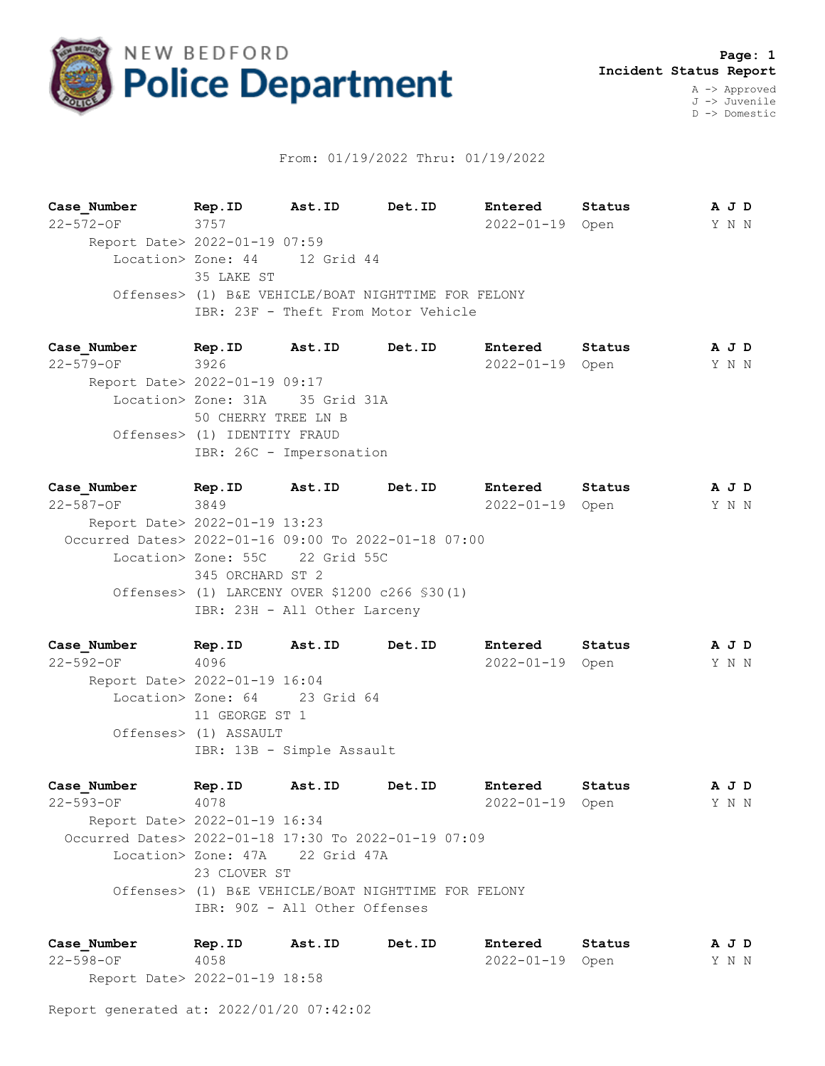NEW BEDFORD **Police Department**

**Page: 1**
**Incident Status Report**

A -> Approved
J -> Juvenile
D -> Domestic

From: 01/19/2022 Thru: 01/19/2022

| Case_Number | Rep.ID | Ast.ID | Det.ID | Entered | Status | A J D |
|---|---|---|---|---|---|---|
| 22-572-OF | 3757 | | | 2022-01-19 | Open | Y N N |

Report Date> 2022-01-19 07:59
Location> Zone: 44 12 Grid 44
35 LAKE ST
Offenses> (1) B&E VEHICLE/BOAT NIGHTTIME FOR FELONY
IBR: 23F - Theft From Motor Vehicle

| Case_Number | Rep.ID | Ast.ID | Det.ID | Entered | Status | A J D |
|---|---|---|---|---|---|---|
| 22-579-OF | 3926 | | | 2022-01-19 | Open | Y N N |

Report Date> 2022-01-19 09:17
Location> Zone: 31A 35 Grid 31A
50 CHERRY TREE LN B
Offenses> (1) IDENTITY FRAUD
IBR: 26C - Impersonation

| Case_Number | Rep.ID | Ast.ID | Det.ID | Entered | Status | A J D |
|---|---|---|---|---|---|---|
| 22-587-OF | 3849 | | | 2022-01-19 | Open | Y N N |

Report Date> 2022-01-19 13:23
Occurred Dates> 2022-01-16 09:00 To 2022-01-18 07:00
Location> Zone: 55C 22 Grid 55C
345 ORCHARD ST 2
Offenses> (1) LARCENY OVER $1200 c266 §30(1)
IBR: 23H - All Other Larceny

| Case_Number | Rep.ID | Ast.ID | Det.ID | Entered | Status | A J D |
|---|---|---|---|---|---|---|
| 22-592-OF | 4096 | | | 2022-01-19 | Open | Y N N |

Report Date> 2022-01-19 16:04
Location> Zone: 64 23 Grid 64
11 GEORGE ST 1
Offenses> (1) ASSAULT
IBR: 13B - Simple Assault

| Case_Number | Rep.ID | Ast.ID | Det.ID | Entered | Status | A J D |
|---|---|---|---|---|---|---|
| 22-593-OF | 4078 | | | 2022-01-19 | Open | Y N N |

Report Date> 2022-01-19 16:34
Occurred Dates> 2022-01-18 17:30 To 2022-01-19 07:09
Location> Zone: 47A 22 Grid 47A
23 CLOVER ST
Offenses> (1) B&E VEHICLE/BOAT NIGHTTIME FOR FELONY
IBR: 90Z - All Other Offenses

| Case_Number | Rep.ID | Ast.ID | Det.ID | Entered | Status | A J D |
|---|---|---|---|---|---|---|
| 22-598-OF | 4058 | | | 2022-01-19 | Open | Y N N |

Report Date> 2022-01-19 18:58

Report generated at: 2022/01/20 07:42:02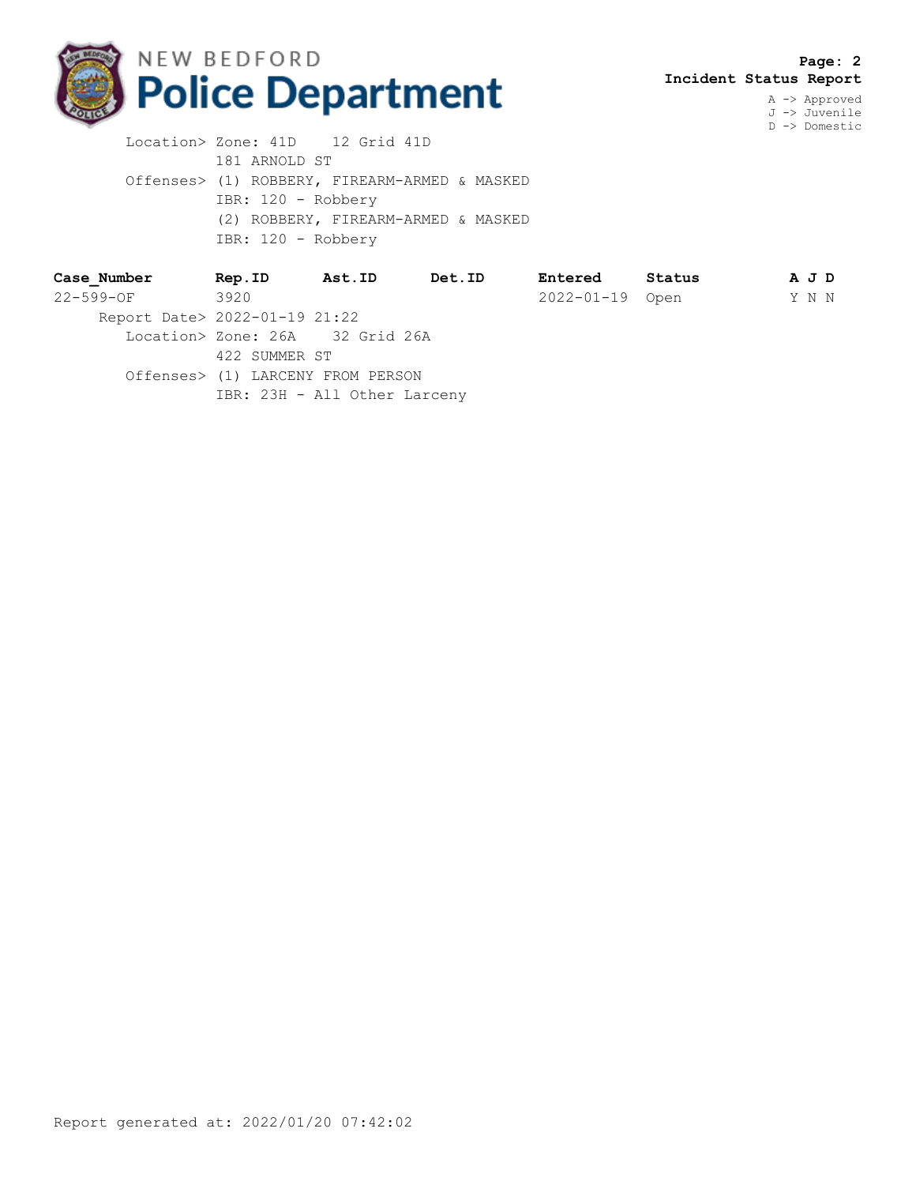# NEW BEDFORD Police Department

**Incident Status Report**

A -> Approved
J -> Juvenile
D -> Domestic

```
        Location> Zone: 41D    12 Grid 41D
                  181 ARNOLD ST
        Offenses> (1) ROBBERY, FIREARM-ARMED & MASKED
                  IBR: 120 - Robbery
                  (2) ROBBERY, FIREARM-ARMED & MASKED
                  IBR: 120 - Robbery
```

| Case_Number | Rep.ID | Ast.ID | Det.ID | Entered | Status | A J D |
|---|---|---|---|---|---|---|
| 22-599-OF | 3920 | | | 2022-01-19 | Open | Y N N |

```
     Report Date> 2022-01-19 21:22
        Location> Zone: 26A    32 Grid 26A
                  422 SUMMER ST
        Offenses> (1) LARCENY FROM PERSON
                  IBR: 23H - All Other Larceny
```

Report generated at: 2022/01/20 07:42:02